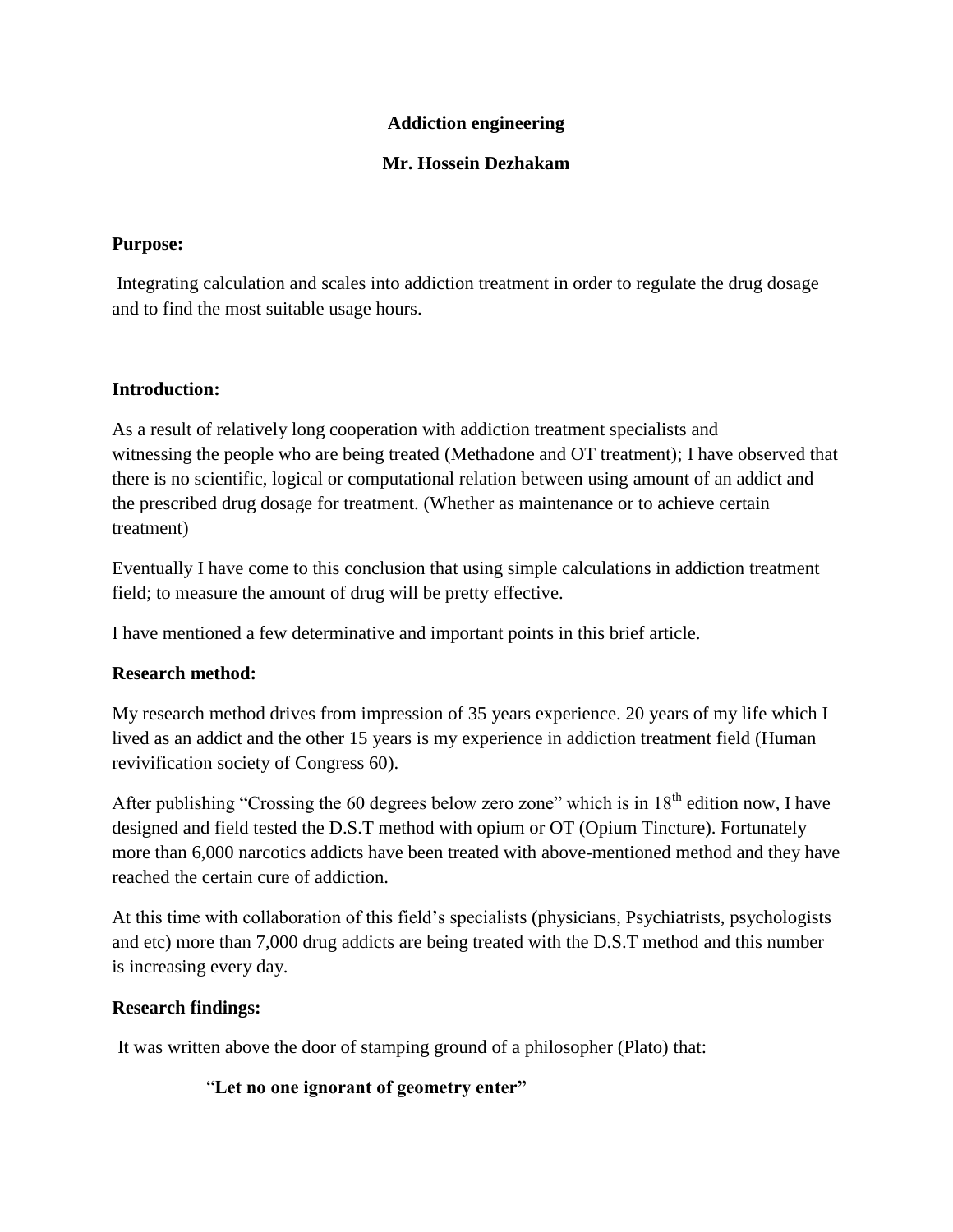# Addiction engineering

**Mr. Hossein Dezhakam**

**Purpose:**

Integrating calculation and scales into addiction treatment in order to regulate the drug dosage and to find the most suitable usage hours.

**Introduction:**

As a result of relatively long cooperation with addiction treatment specialists and witnessing the people who are being treated (Methadone and OT treatment); I have observed that there is no scientific, logical or computational relation between using amount of an addict and the prescribed drug dosage for treatment. (Whether as maintenance or to achieve certain treatment)

Eventually I have come to this conclusion that using simple calculations in addiction treatment field; to measure the amount of drug will be pretty effective.

I have mentioned a few determinative and important points in this brief article.

**Research method:**

My research method drives from impression of 35 years experience. 20 years of my life which I lived as an addict and the other 15 years is my experience in addiction treatment field (Human revivification society of Congress 60).

After publishing "Crossing the 60 degrees below zero zone" which is in 18th edition now, I have designed and field tested the D.S.T method with opium or OT (Opium Tincture). Fortunately more than 6,000 narcotics addicts have been treated with above-mentioned method and they have reached the certain cure of addiction.

At this time with collaboration of this field's specialists (physicians, Psychiatrists, psychologists and etc) more than 7,000 drug addicts are being treated with the D.S.T method and this number is increasing every day.

**Research findings:**

It was written above the door of stamping ground of a philosopher (Plato) that:

"**Let no one ignorant of geometry enter"**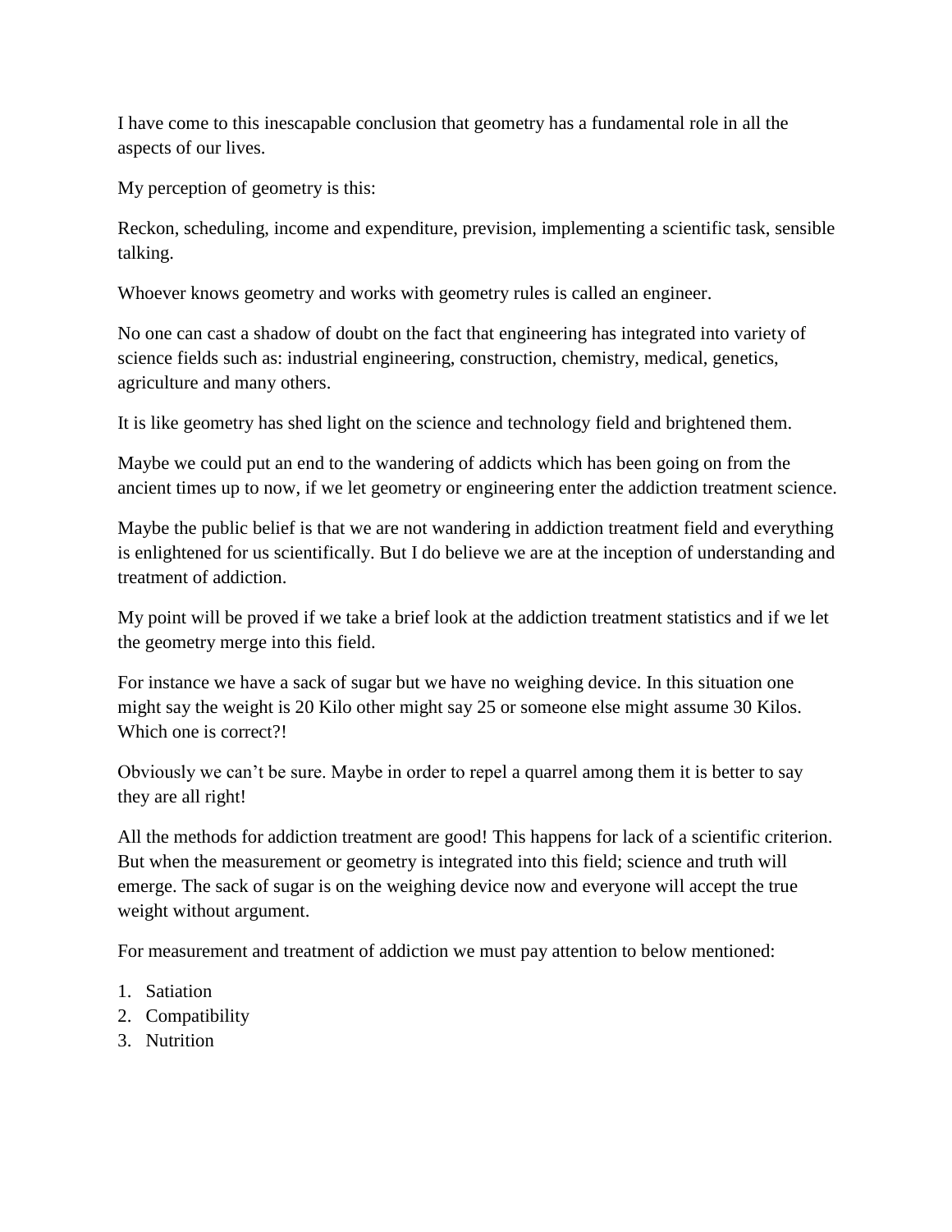I have come to this inescapable conclusion that geometry has a fundamental role in all the aspects of our lives.

My perception of geometry is this:

Reckon, scheduling, income and expenditure, prevision, implementing a scientific task, sensible talking.

Whoever knows geometry and works with geometry rules is called an engineer.

No one can cast a shadow of doubt on the fact that engineering has integrated into variety of science fields such as: industrial engineering, construction, chemistry, medical, genetics, agriculture and many others.

It is like geometry has shed light on the science and technology field and brightened them.

Maybe we could put an end to the wandering of addicts which has been going on from the ancient times up to now, if we let geometry or engineering enter the addiction treatment science.

Maybe the public belief is that we are not wandering in addiction treatment field and everything is enlightened for us scientifically. But I do believe we are at the inception of understanding and treatment of addiction.

My point will be proved if we take a brief look at the addiction treatment statistics and if we let the geometry merge into this field.

For instance we have a sack of sugar but we have no weighing device. In this situation one might say the weight is 20 Kilo other might say 25 or someone else might assume 30 Kilos. Which one is correct?!

Obviously we can't be sure. Maybe in order to repel a quarrel among them it is better to say they are all right!

All the methods for addiction treatment are good! This happens for lack of a scientific criterion. But when the measurement or geometry is integrated into this field; science and truth will emerge. The sack of sugar is on the weighing device now and everyone will accept the true weight without argument.

For measurement and treatment of addiction we must pay attention to below mentioned:

1. Satiation
2. Compatibility
3. Nutrition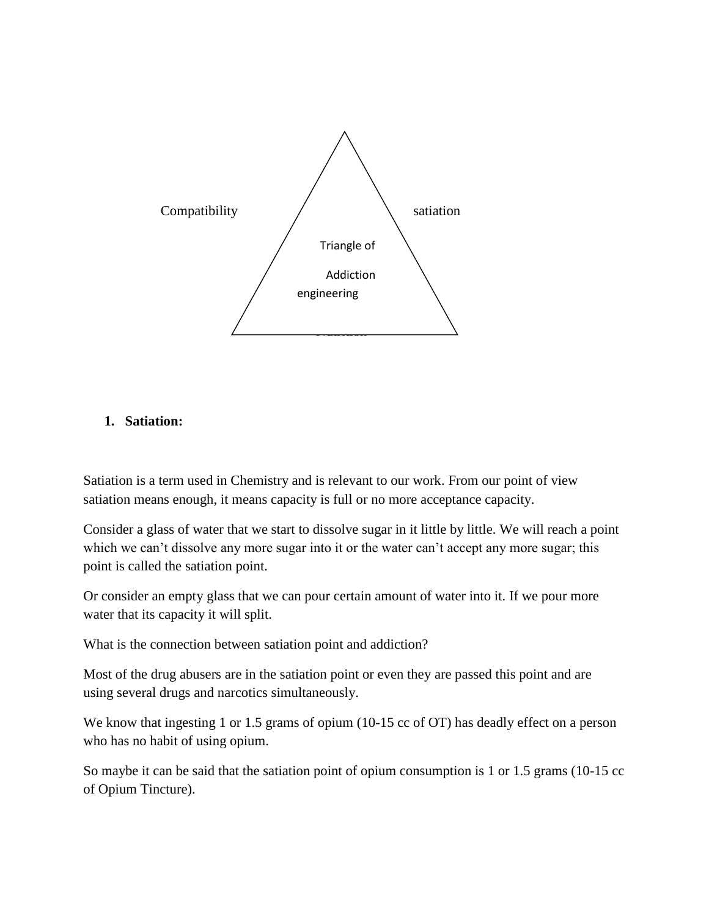Compatibility

satiation

Triangle of

Addiction

engineering

1. **Satiation:**

Satiation is a term used in Chemistry and is relevant to our work. From our point of view satiation means enough, it means capacity is full or no more acceptance capacity.

Consider a glass of water that we start to dissolve sugar in it little by little. We will reach a point which we can't dissolve any more sugar into it or the water can't accept any more sugar; this point is called the satiation point.

Or consider an empty glass that we can pour certain amount of water into it. If we pour more water that its capacity it will split.

What is the connection between satiation point and addiction?

Most of the drug abusers are in the satiation point or even they are passed this point and are using several drugs and narcotics simultaneously.

We know that ingesting 1 or 1.5 grams of opium (10-15 cc of OT) has deadly effect on a person who has no habit of using opium.

So maybe it can be said that the satiation point of opium consumption is 1 or 1.5 grams (10-15 cc of Opium Tincture).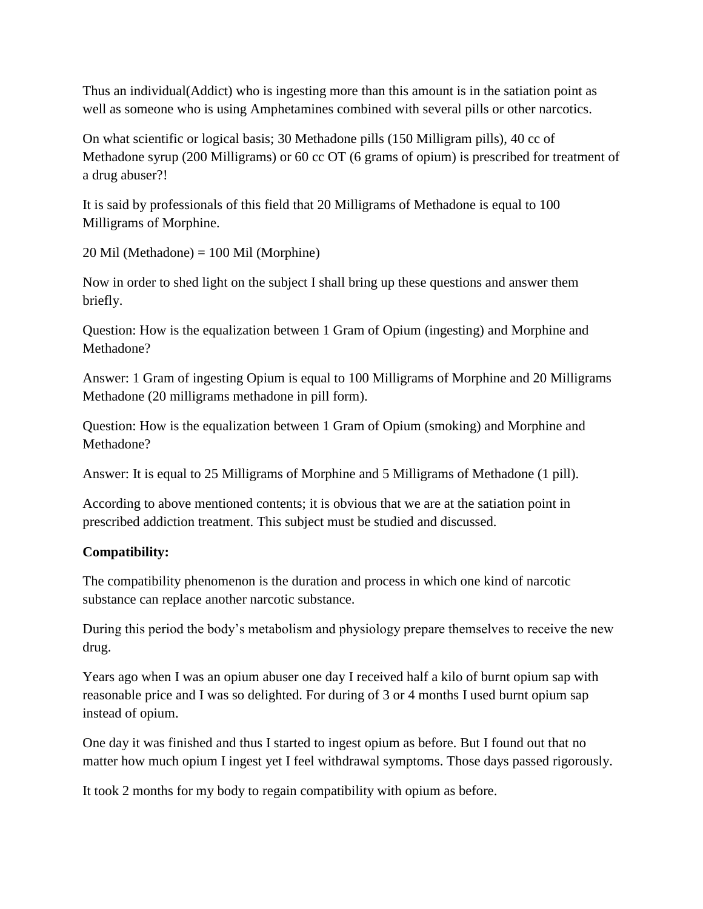Thus an individual(Addict) who is ingesting more than this amount is in the satiation point as well as someone who is using Amphetamines combined with several pills or other narcotics.

On what scientific or logical basis; 30 Methadone pills (150 Milligram pills), 40 cc of Methadone syrup (200 Milligrams) or 60 cc OT (6 grams of opium) is prescribed for treatment of a drug abuser?!

It is said by professionals of this field that 20 Milligrams of Methadone is equal to 100 Milligrams of Morphine.

20 Mil (Methadone) = 100 Mil (Morphine)

Now in order to shed light on the subject I shall bring up these questions and answer them briefly.

Question: How is the equalization between 1 Gram of Opium (ingesting) and Morphine and Methadone?

Answer: 1 Gram of ingesting Opium is equal to 100 Milligrams of Morphine and 20 Milligrams Methadone (20 milligrams methadone in pill form).

Question: How is the equalization between 1 Gram of Opium (smoking) and Morphine and Methadone?

Answer: It is equal to 25 Milligrams of Morphine and 5 Milligrams of Methadone (1 pill).

According to above mentioned contents; it is obvious that we are at the satiation point in prescribed addiction treatment. This subject must be studied and discussed.

**Compatibility:**

The compatibility phenomenon is the duration and process in which one kind of narcotic substance can replace another narcotic substance.

During this period the body's metabolism and physiology prepare themselves to receive the new drug.

Years ago when I was an opium abuser one day I received half a kilo of burnt opium sap with reasonable price and I was so delighted. For during of 3 or 4 months I used burnt opium sap instead of opium.

One day it was finished and thus I started to ingest opium as before. But I found out that no matter how much opium I ingest yet I feel withdrawal symptoms. Those days passed rigorously.

It took 2 months for my body to regain compatibility with opium as before.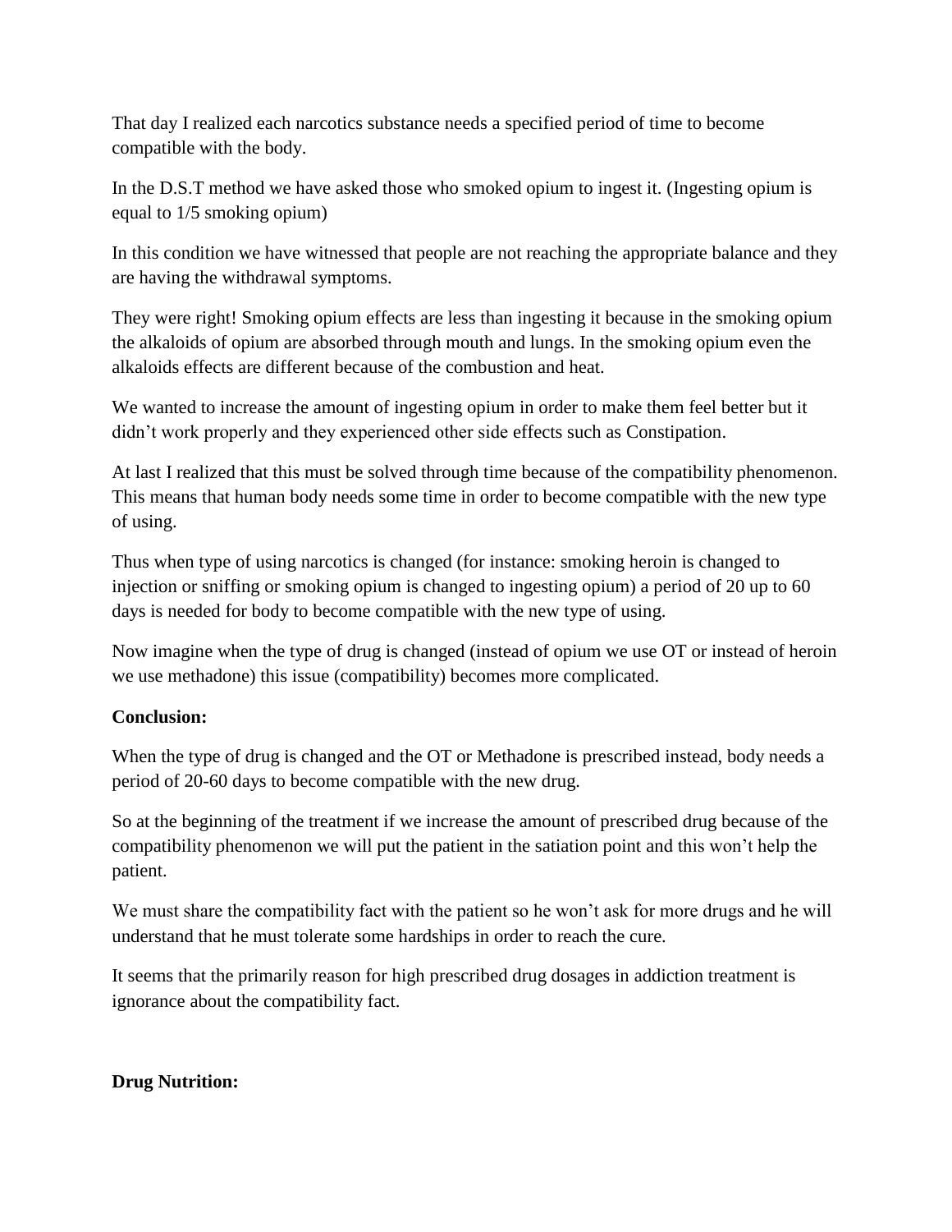That day I realized each narcotics substance needs a specified period of time to become compatible with the body.

In the D.S.T method we have asked those who smoked opium to ingest it. (Ingesting opium is equal to 1/5 smoking opium)

In this condition we have witnessed that people are not reaching the appropriate balance and they are having the withdrawal symptoms.

They were right! Smoking opium effects are less than ingesting it because in the smoking opium the alkaloids of opium are absorbed through mouth and lungs. In the smoking opium even the alkaloids effects are different because of the combustion and heat.

We wanted to increase the amount of ingesting opium in order to make them feel better but it didn't work properly and they experienced other side effects such as Constipation.

At last I realized that this must be solved through time because of the compatibility phenomenon. This means that human body needs some time in order to become compatible with the new type of using.

Thus when type of using narcotics is changed (for instance: smoking heroin is changed to injection or sniffing or smoking opium is changed to ingesting opium) a period of 20 up to 60 days is needed for body to become compatible with the new type of using.

Now imagine when the type of drug is changed (instead of opium we use OT or instead of heroin we use methadone) this issue (compatibility) becomes more complicated.

**Conclusion:**

When the type of drug is changed and the OT or Methadone is prescribed instead, body needs a period of 20-60 days to become compatible with the new drug.

So at the beginning of the treatment if we increase the amount of prescribed drug because of the compatibility phenomenon we will put the patient in the satiation point and this won't help the patient.

We must share the compatibility fact with the patient so he won't ask for more drugs and he will understand that he must tolerate some hardships in order to reach the cure.

It seems that the primarily reason for high prescribed drug dosages in addiction treatment is ignorance about the compatibility fact.

**Drug Nutrition:**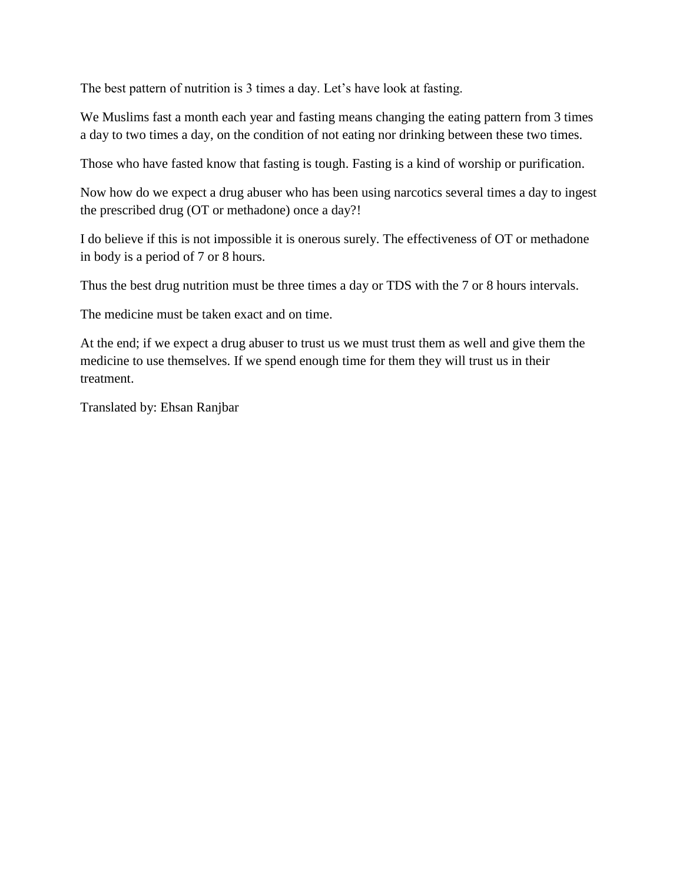The best pattern of nutrition is 3 times a day. Let's have look at fasting.

We Muslims fast a month each year and fasting means changing the eating pattern from 3 times a day to two times a day, on the condition of not eating nor drinking between these two times.

Those who have fasted know that fasting is tough. Fasting is a kind of worship or purification.

Now how do we expect a drug abuser who has been using narcotics several times a day to ingest the prescribed drug (OT or methadone) once a day?!

I do believe if this is not impossible it is onerous surely. The effectiveness of OT or methadone in body is a period of 7 or 8 hours.

Thus the best drug nutrition must be three times a day or TDS with the 7 or 8 hours intervals.

The medicine must be taken exact and on time.

At the end; if we expect a drug abuser to trust us we must trust them as well and give them the medicine to use themselves. If we spend enough time for them they will trust us in their treatment.

Translated by: Ehsan Ranjbar